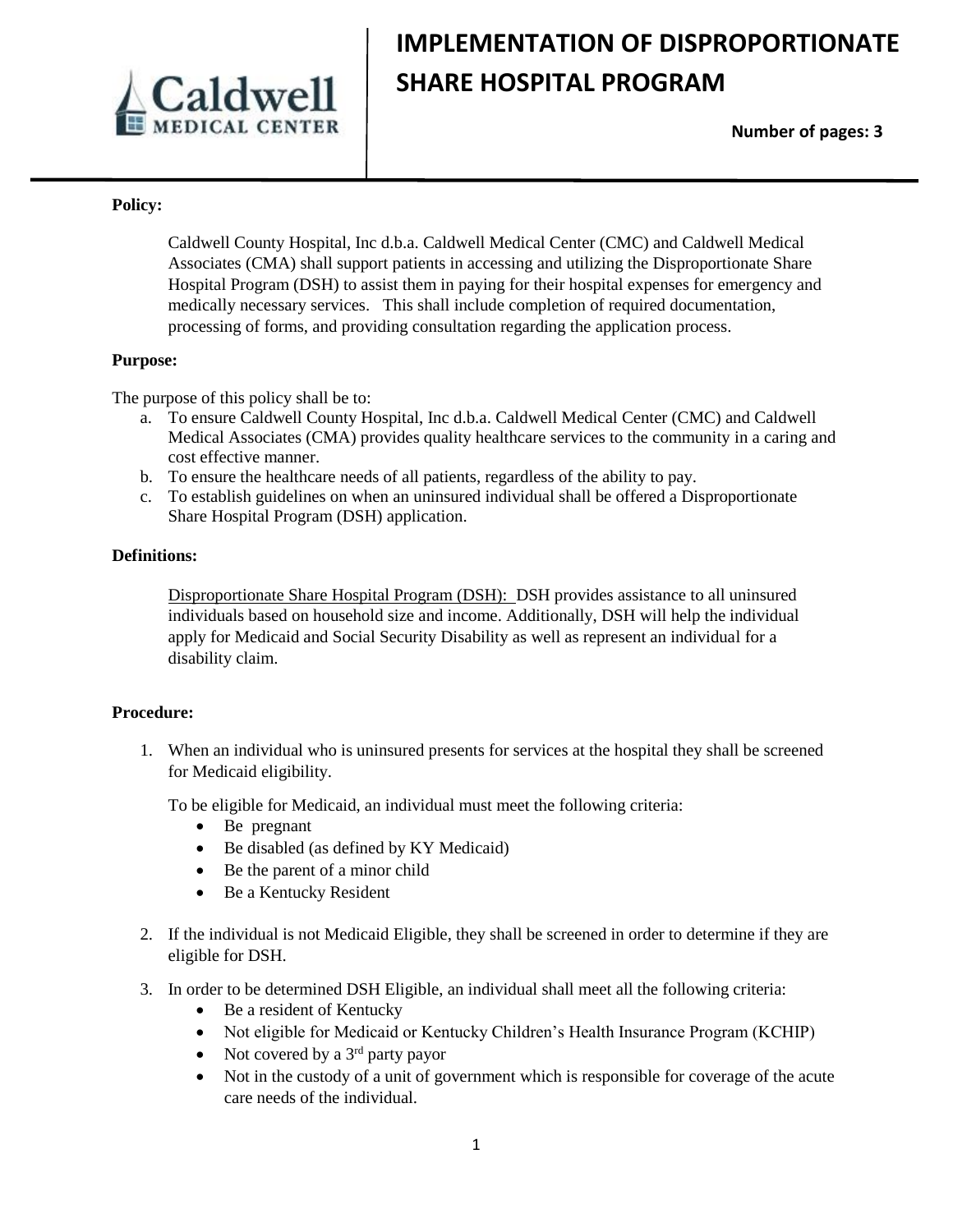# IMPLEMENTATION OF DISPROPORTIONATE SHARE HOSPITAL PROGRAM

**Number of pages: 3**

**Policy:**

Caldwell County Hospital, Inc d.b.a. Caldwell Medical Center (CMC) and Caldwell Medical Associates (CMA) shall support patients in accessing and utilizing the Disproportionate Share Hospital Program (DSH) to assist them in paying for their hospital expenses for emergency and medically necessary services. This shall include completion of required documentation, processing of forms, and providing consultation regarding the application process.

**Purpose:**

The purpose of this policy shall be to:

a. To ensure Caldwell County Hospital, Inc d.b.a. Caldwell Medical Center (CMC) and Caldwell Medical Associates (CMA) provides quality healthcare services to the community in a caring and cost effective manner.
b. To ensure the healthcare needs of all patients, regardless of the ability to pay.
c. To establish guidelines on when an uninsured individual shall be offered a Disproportionate Share Hospital Program (DSH) application.

**Definitions:**

Disproportionate Share Hospital Program (DSH): DSH provides assistance to all uninsured individuals based on household size and income. Additionally, DSH will help the individual apply for Medicaid and Social Security Disability as well as represent an individual for a disability claim.

**Procedure:**

1. When an individual who is uninsured presents for services at the hospital they shall be screened for Medicaid eligibility.

   To be eligible for Medicaid, an individual must meet the following criteria:
   - Be pregnant
   - Be disabled (as defined by KY Medicaid)
   - Be the parent of a minor child
   - Be a Kentucky Resident

2. If the individual is not Medicaid Eligible, they shall be screened in order to determine if they are eligible for DSH.

3. In order to be determined DSH Eligible, an individual shall meet all the following criteria:
   - Be a resident of Kentucky
   - Not eligible for Medicaid or Kentucky Children's Health Insurance Program (KCHIP)
   - Not covered by a 3rd party payor
   - Not in the custody of a unit of government which is responsible for coverage of the acute care needs of the individual.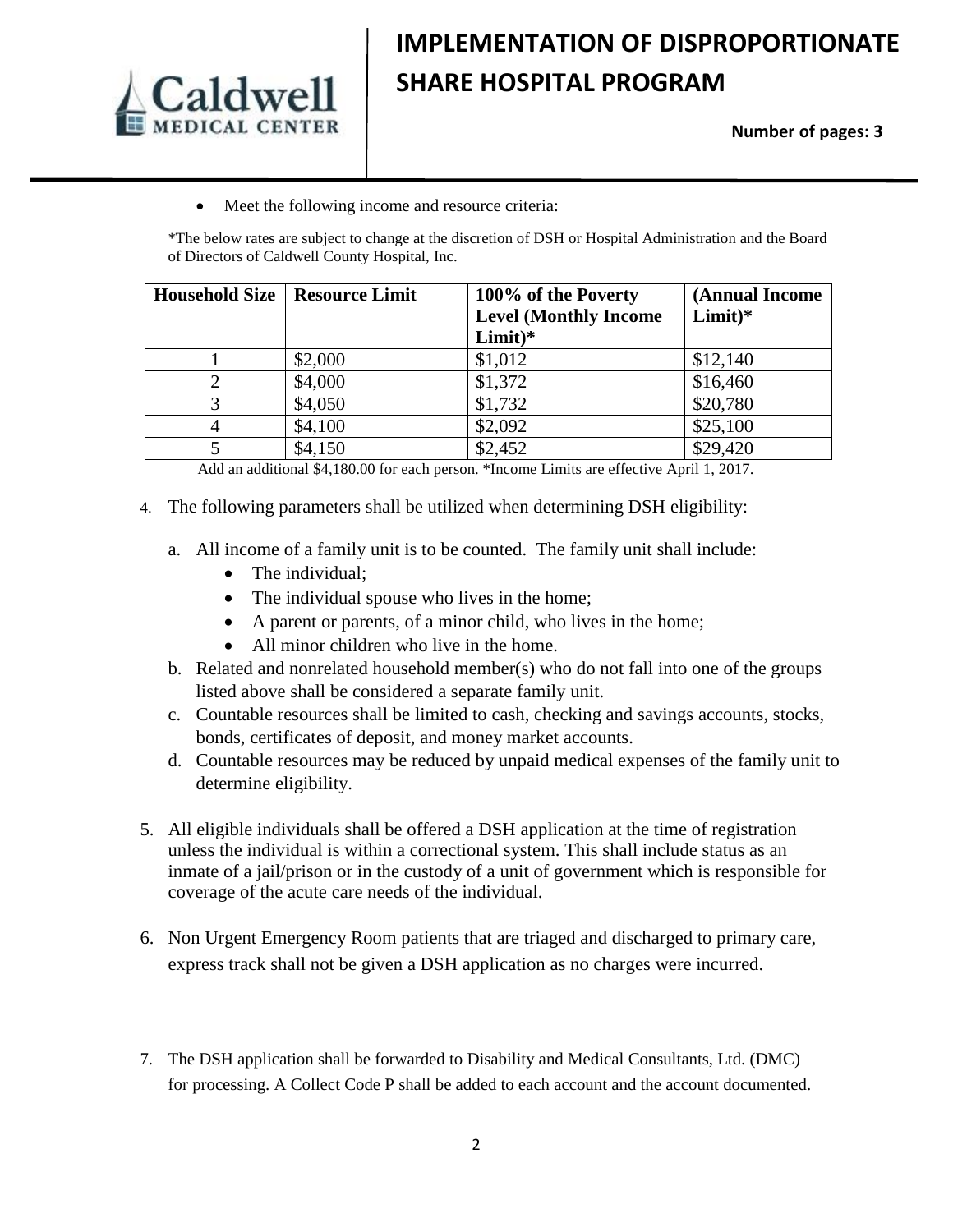- Meet the following income and resource criteria:

*The below rates are subject to change at the discretion of DSH or Hospital Administration and the Board of Directors of Caldwell County Hospital, Inc.

| Household Size | Resource Limit | 100% of the Poverty Level (Monthly Income Limit)* | (Annual Income Limit)* |
|---|---|---|---|
| 1 | $2,000 | $1,012 | $12,140 |
| 2 | $4,000 | $1,372 | $16,460 |
| 3 | $4,050 | $1,732 | $20,780 |
| 4 | $4,100 | $2,092 | $25,100 |
| 5 | $4,150 | $2,452 | $29,420 |

Add an additional $4,180.00 for each person. *Income Limits are effective April 1, 2017.

4. The following parameters shall be utilized when determining DSH eligibility:
   a. All income of a family unit is to be counted. The family unit shall include:
      - The individual;
      - The individual spouse who lives in the home;
      - A parent or parents, of a minor child, who lives in the home;
      - All minor children who live in the home.
   b. Related and nonrelated household member(s) who do not fall into one of the groups listed above shall be considered a separate family unit.
   c. Countable resources shall be limited to cash, checking and savings accounts, stocks, bonds, certificates of deposit, and money market accounts.
   d. Countable resources may be reduced by unpaid medical expenses of the family unit to determine eligibility.

5. All eligible individuals shall be offered a DSH application at the time of registration unless the individual is within a correctional system. This shall include status as an inmate of a jail/prison or in the custody of a unit of government which is responsible for coverage of the acute care needs of the individual.

6. Non Urgent Emergency Room patients that are triaged and discharged to primary care, express track shall not be given a DSH application as no charges were incurred.

7. The DSH application shall be forwarded to Disability and Medical Consultants, Ltd. (DMC) for processing. A Collect Code P shall be added to each account and the account documented.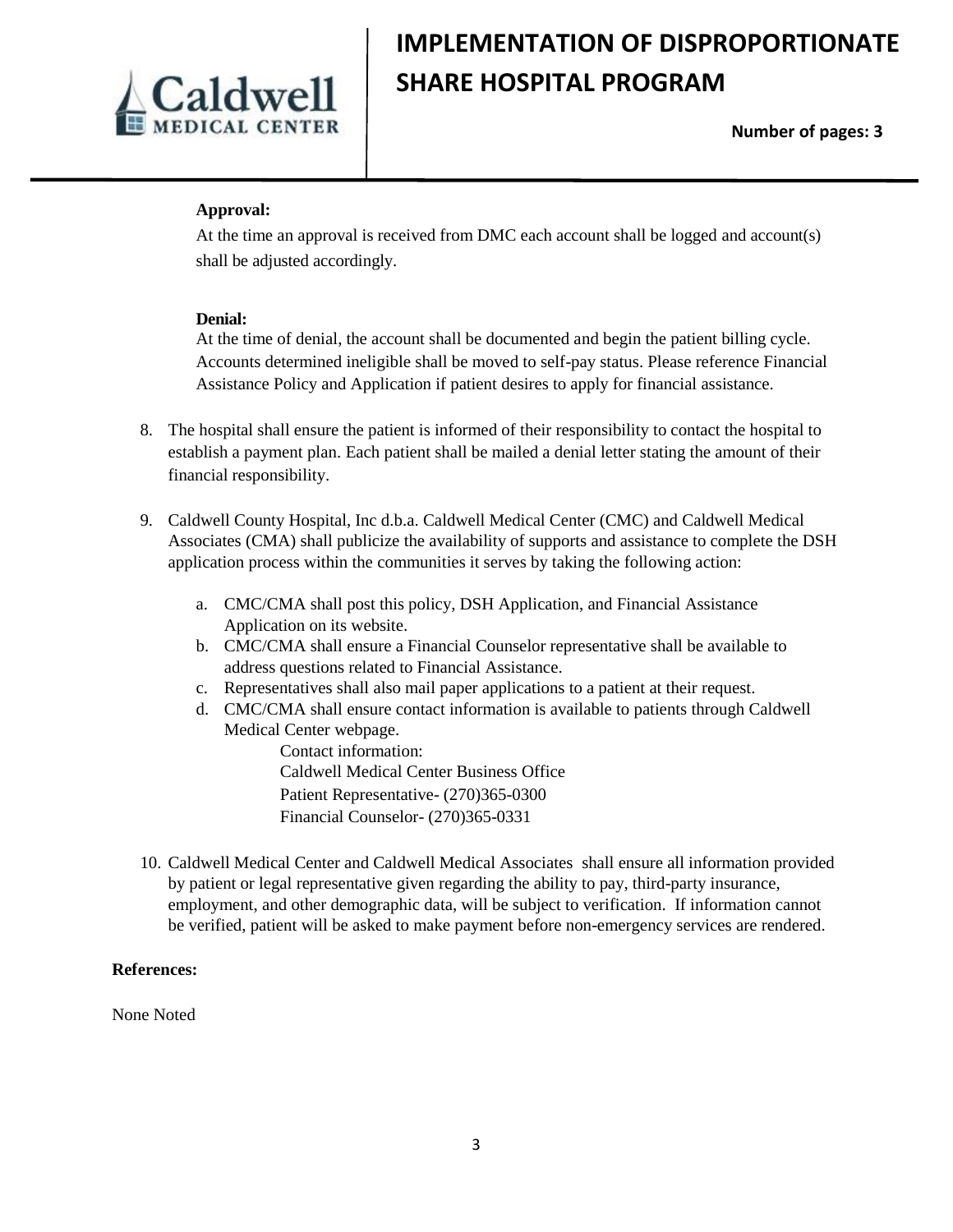**Approval:**

At the time an approval is received from DMC each account shall be logged and account(s) shall be adjusted accordingly.

**Denial:**

At the time of denial, the account shall be documented and begin the patient billing cycle. Accounts determined ineligible shall be moved to self-pay status. Please reference Financial Assistance Policy and Application if patient desires to apply for financial assistance.

8. The hospital shall ensure the patient is informed of their responsibility to contact the hospital to establish a payment plan. Each patient shall be mailed a denial letter stating the amount of their financial responsibility.

9. Caldwell County Hospital, Inc d.b.a. Caldwell Medical Center (CMC) and Caldwell Medical Associates (CMA) shall publicize the availability of supports and assistance to complete the DSH application process within the communities it serves by taking the following action:

   a. CMC/CMA shall post this policy, DSH Application, and Financial Assistance Application on its website.
   b. CMC/CMA shall ensure a Financial Counselor representative shall be available to address questions related to Financial Assistance.
   c. Representatives shall also mail paper applications to a patient at their request.
   d. CMC/CMA shall ensure contact information is available to patients through Caldwell Medical Center webpage.

      Contact information:
      Caldwell Medical Center Business Office
      Patient Representative- (270)365-0300
      Financial Counselor- (270)365-0331

10. Caldwell Medical Center and Caldwell Medical Associates shall ensure all information provided by patient or legal representative given regarding the ability to pay, third-party insurance, employment, and other demographic data, will be subject to verification. If information cannot be verified, patient will be asked to make payment before non-emergency services are rendered.

**References:**

None Noted